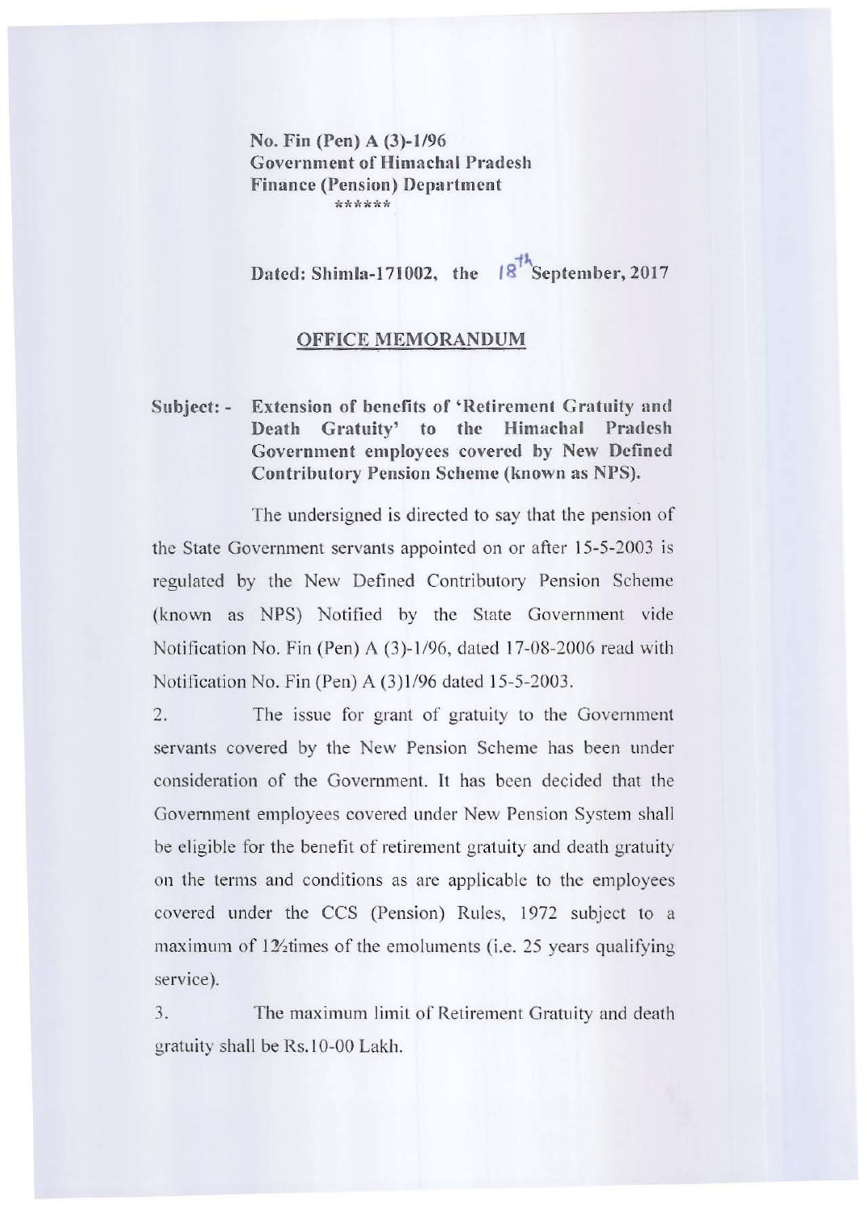**No. Fin (Pen) A (3)-1/96**
**Government of Himachal Pradesh**
**Finance (Pension) Department**
\*\*\*\*\*\*

**Dated: Shimla-171002, the 18th September, 2017**

## OFFICE MEMORANDUM

**Subject: - Extension of benefits of 'Retirement Gratuity and Death Gratuity' to the Himachal Pradesh Government employees covered by New Defined Contributory Pension Scheme (known as NPS).**

The undersigned is directed to say that the pension of the State Government servants appointed on or after 15-5-2003 is regulated by the New Defined Contributory Pension Scheme (known as NPS) Notified by the State Government vide Notification No. Fin (Pen) A (3)-1/96, dated 17-08-2006 read with Notification No. Fin (Pen) A (3)1/96 dated 15-5-2003.

2. The issue for grant of gratuity to the Government servants covered by the New Pension Scheme has been under consideration of the Government. It has been decided that the Government employees covered under New Pension System shall be eligible for the benefit of retirement gratuity and death gratuity on the terms and conditions as are applicable to the employees covered under the CCS (Pension) Rules, 1972 subject to a maximum of 12½times of the emoluments (i.e. 25 years qualifying service).

3. The maximum limit of Retirement Gratuity and death gratuity shall be Rs.10-00 Lakh.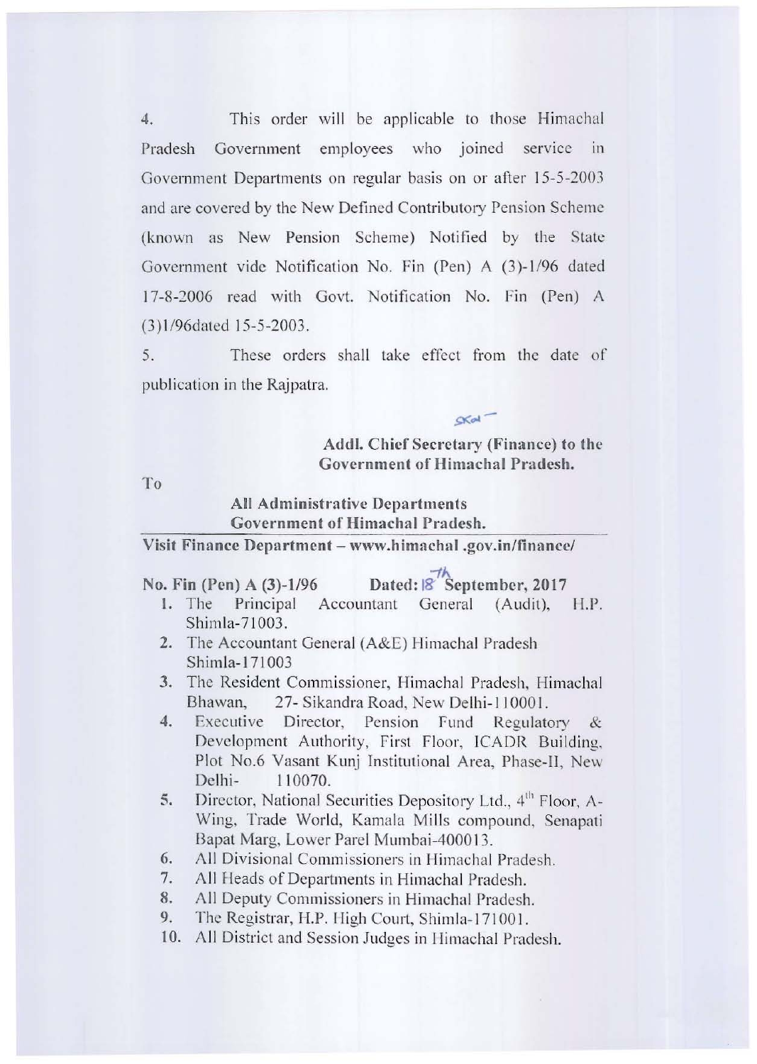4. This order will be applicable to those Himachal Pradesh Government employees who joined service in Government Departments on regular basis on or after 15-5-2003 and are covered by the New Defined Contributory Pension Scheme (known as New Pension Scheme) Notified by the State Government vide Notification No. Fin (Pen) A (3)-1/96 dated 17-8-2006 read with Govt. Notification No. Fin (Pen) A (3)1/96dated 15-5-2003.

5. These orders shall take effect from the date of publication in the Rajpatra.

Sd/-

**Addl. Chief Secretary (Finance) to the Government of Himachal Pradesh.**

To

**All Administrative Departments**
**Government of Himachal Pradesh.**

**Visit Finance Department – www.himachal .gov.in/finance/**

**No. Fin (Pen) A (3)-1/96 Dated: 18th September, 2017**

1. The Principal Accountant General (Audit), H.P. Shimla-71003.
2. The Accountant General (A&E) Himachal Pradesh Shimla-171003
3. The Resident Commissioner, Himachal Pradesh, Himachal Bhawan, 27- Sikandra Road, New Delhi-110001.
4. Executive Director, Pension Fund Regulatory & Development Authority, First Floor, ICADR Building, Plot No.6 Vasant Kunj Institutional Area, Phase-II, New Delhi- 110070.
5. Director, National Securities Depository Ltd., 4th Floor, A-Wing, Trade World, Kamala Mills compound, Senapati Bapat Marg, Lower Parel Mumbai-400013.
6. All Divisional Commissioners in Himachal Pradesh.
7. All Heads of Departments in Himachal Pradesh.
8. All Deputy Commissioners in Himachal Pradesh.
9. The Registrar, H.P. High Court, Shimla-171001.
10. All District and Session Judges in Himachal Pradesh.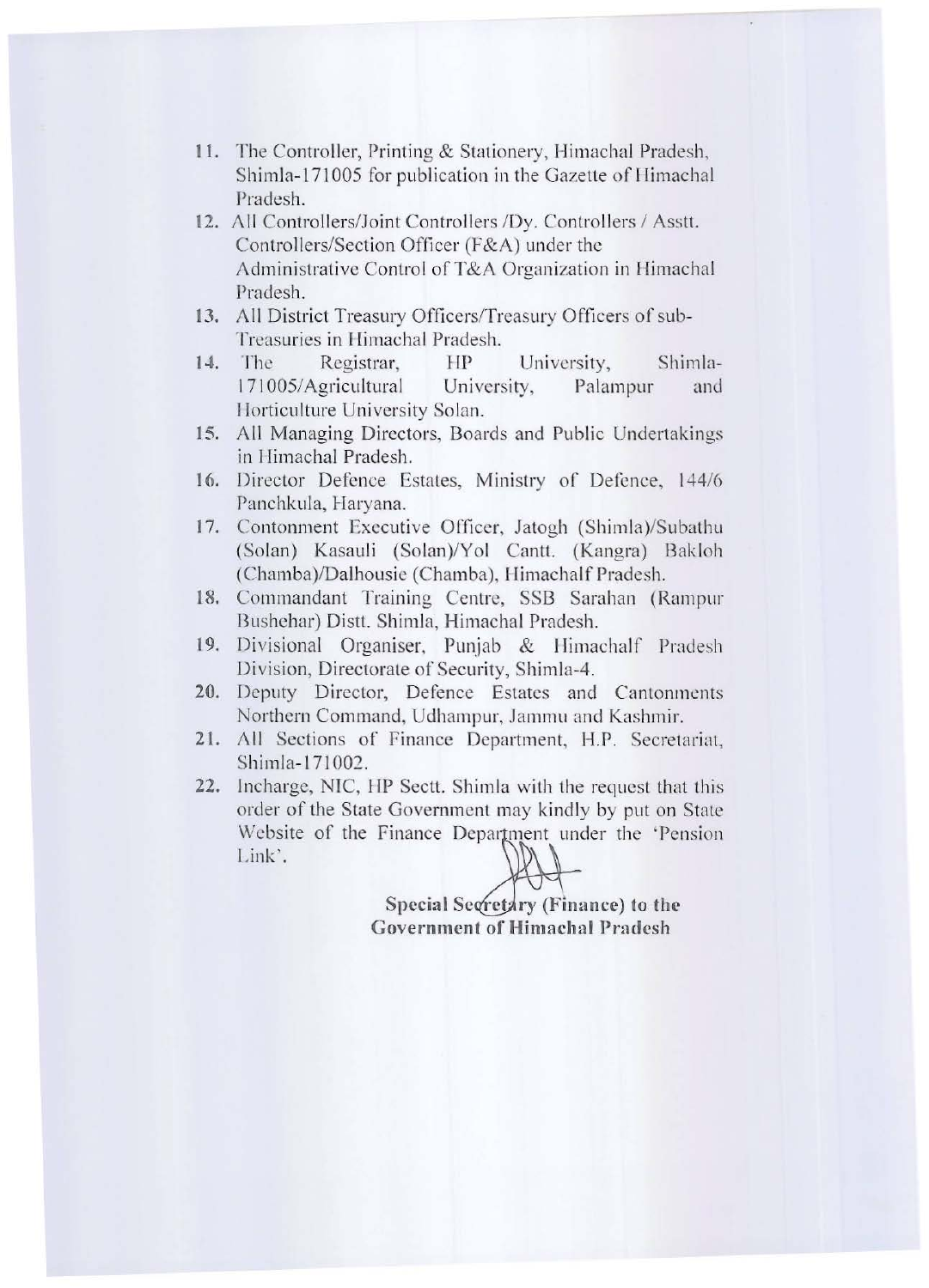11. The Controller, Printing & Stationery, Himachal Pradesh, Shimla-171005 for publication in the Gazette of Himachal Pradesh.
12. All Controllers/Joint Controllers /Dy. Controllers / Asstt. Controllers/Section Officer (F&A) under the Administrative Control of T&A Organization in Himachal Pradesh.
13. All District Treasury Officers/Treasury Officers of sub-Treasuries in Himachal Pradesh.
14. The Registrar, HP University, Shimla-171005/Agricultural University, Palampur and Horticulture University Solan.
15. All Managing Directors, Boards and Public Undertakings in Himachal Pradesh.
16. Director Defence Estates, Ministry of Defence, 144/6 Panchkula, Haryana.
17. Contonment Executive Officer, Jatogh (Shimla)/Subathu (Solan) Kasauli (Solan)/Yol Cantt. (Kangra) Bakloh (Chamba)/Dalhousie (Chamba), Himachalf Pradesh.
18. Commandant Training Centre, SSB Sarahan (Rampur Bushehar) Distt. Shimla, Himachal Pradesh.
19. Divisional Organiser, Punjab & Himachalf Pradesh Division, Directorate of Security, Shimla-4.
20. Deputy Director, Defence Estates and Cantonments Northern Command, Udhampur, Jammu and Kashmir.
21. All Sections of Finance Department, H.P. Secretariat, Shimla-171002.
22. Incharge, NIC, HP Sectt. Shimla with the request that this order of the State Government may kindly by put on State Website of the Finance Department under the 'Pension Link'.

**Special Secretary (Finance) to the Government of Himachal Pradesh**